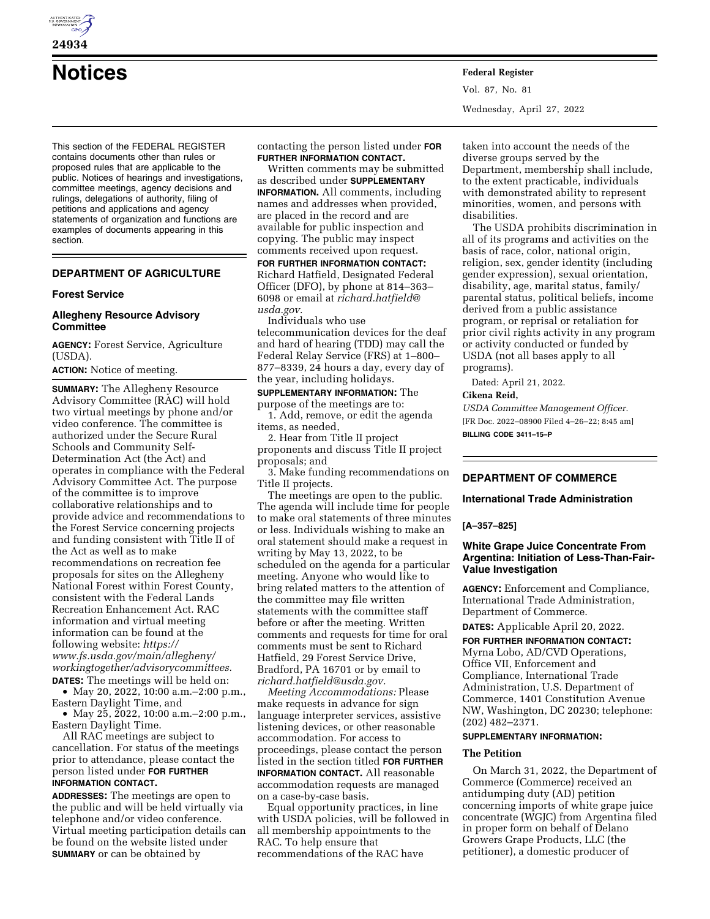# Notices

This section of the FEDERAL REGISTER contains documents other than rules or proposed rules that are applicable to the public. Notices of hearings and investigations, committee meetings, agency decisions and rulings, delegations of authority, filing of petitions and applications and agency statements of organization and functions are examples of documents appearing in this section.

## DEPARTMENT OF AGRICULTURE

### Forest Service

### Allegheny Resource Advisory Committee

**AGENCY:** Forest Service, Agriculture (USDA).

**ACTION:** Notice of meeting.

**SUMMARY:** The Allegheny Resource Advisory Committee (RAC) will hold two virtual meetings by phone and/or video conference. The committee is authorized under the Secure Rural Schools and Community Self-Determination Act (the Act) and operates in compliance with the Federal Advisory Committee Act. The purpose of the committee is to improve collaborative relationships and to provide advice and recommendations to the Forest Service concerning projects and funding consistent with Title II of the Act as well as to make recommendations on recreation fee proposals for sites on the Allegheny National Forest within Forest County, consistent with the Federal Lands Recreation Enhancement Act. RAC information and virtual meeting information can be found at the following website: *https://www.fs.usda.gov/main/allegheny/workingtogether/advisorycommittees.*

**DATES:** The meetings will be held on:

- May 20, 2022, 10:00 a.m.–2:00 p.m., Eastern Daylight Time, and
- May 25, 2022, 10:00 a.m.–2:00 p.m., Eastern Daylight Time.

All RAC meetings are subject to cancellation. For status of the meetings prior to attendance, please contact the person listed under **FOR FURTHER INFORMATION CONTACT.**

**ADDRESSES:** The meetings are open to the public and will be held virtually via telephone and/or video conference. Virtual meeting participation details can be found on the website listed under **SUMMARY** or can be obtained by contacting the person listed under **FOR FURTHER INFORMATION CONTACT.**

Written comments may be submitted as described under **SUPPLEMENTARY INFORMATION.** All comments, including names and addresses when provided, are placed in the record and are available for public inspection and copying. The public may inspect comments received upon request.

**FOR FURTHER INFORMATION CONTACT:** Richard Hatfield, Designated Federal Officer (DFO), by phone at 814–363–6098 or email at *richard.hatfield@usda.gov.*

Individuals who use telecommunication devices for the deaf and hard of hearing (TDD) may call the Federal Relay Service (FRS) at 1–800–877–8339, 24 hours a day, every day of the year, including holidays.

**SUPPLEMENTARY INFORMATION:** The purpose of the meetings are to:

1. Add, remove, or edit the agenda items, as needed,
2. Hear from Title II project proponents and discuss Title II project proposals; and
3. Make funding recommendations on Title II projects.

The meetings are open to the public. The agenda will include time for people to make oral statements of three minutes or less. Individuals wishing to make an oral statement should make a request in writing by May 13, 2022, to be scheduled on the agenda for a particular meeting. Anyone who would like to bring related matters to the attention of the committee may file written statements with the committee staff before or after the meeting. Written comments and requests for time for oral comments must be sent to Richard Hatfield, 29 Forest Service Drive, Bradford, PA 16701 or by email to *richard.hatfield@usda.gov.*

*Meeting Accommodations:* Please make requests in advance for sign language interpreter services, assistive listening devices, or other reasonable accommodation. For access to proceedings, please contact the person listed in the section titled **FOR FURTHER INFORMATION CONTACT.** All reasonable accommodation requests are managed on a case-by-case basis.

Equal opportunity practices, in line with USDA policies, will be followed in all membership appointments to the RAC. To help ensure that recommendations of the RAC have taken into account the needs of the diverse groups served by the Department, membership shall include, to the extent practicable, individuals with demonstrated ability to represent minorities, women, and persons with disabilities.

The USDA prohibits discrimination in all of its programs and activities on the basis of race, color, national origin, religion, sex, gender identity (including gender expression), sexual orientation, disability, age, marital status, family/parental status, political beliefs, income derived from a public assistance program, or reprisal or retaliation for prior civil rights activity in any program or activity conducted or funded by USDA (not all bases apply to all programs).

Dated: April 21, 2022.

**Cikena Reid,**

*USDA Committee Management Officer.*

[FR Doc. 2022–08900 Filed 4–26–22; 8:45 am]

**BILLING CODE 3411–15–P**

## DEPARTMENT OF COMMERCE

### International Trade Administration

**[A–357–825]**

### White Grape Juice Concentrate From Argentina: Initiation of Less-Than-Fair-Value Investigation

**AGENCY:** Enforcement and Compliance, International Trade Administration, Department of Commerce.

**DATES:** Applicable April 20, 2022.

**FOR FURTHER INFORMATION CONTACT:** Myrna Lobo, AD/CVD Operations, Office VII, Enforcement and Compliance, International Trade Administration, U.S. Department of Commerce, 1401 Constitution Avenue NW, Washington, DC 20230; telephone: (202) 482–2371.

**SUPPLEMENTARY INFORMATION:**

#### The Petition

On March 31, 2022, the Department of Commerce (Commerce) received an antidumping duty (AD) petition concerning imports of white grape juice concentrate (WGJC) from Argentina filed in proper form on behalf of Delano Growers Grape Products, LLC (the petitioner), a domestic producer of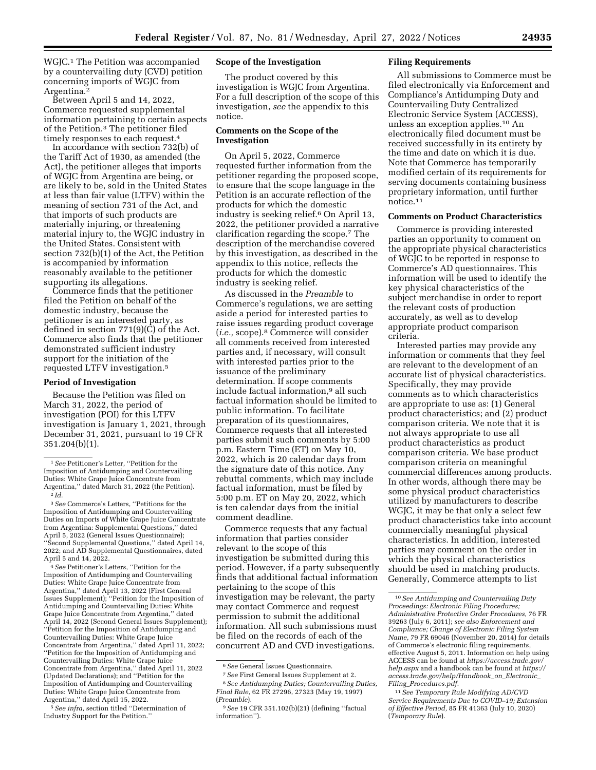WGJC.[1] The Petition was accompanied by a countervailing duty (CVD) petition concerning imports of WGJC from Argentina.[2]

Between April 5 and 14, 2022, Commerce requested supplemental information pertaining to certain aspects of the Petition.[3] The petitioner filed timely responses to each request.[4]

In accordance with section 732(b) of the Tariff Act of 1930, as amended (the Act), the petitioner alleges that imports of WGJC from Argentina are being, or are likely to be, sold in the United States at less than fair value (LTFV) within the meaning of section 731 of the Act, and that imports of such products are materially injuring, or threatening material injury to, the WGJC industry in the United States. Consistent with section 732(b)(1) of the Act, the Petition is accompanied by information reasonably available to the petitioner supporting its allegations.

Commerce finds that the petitioner filed the Petition on behalf of the domestic industry, because the petitioner is an interested party, as defined in section 771(9)(C) of the Act. Commerce also finds that the petitioner demonstrated sufficient industry support for the initiation of the requested LTFV investigation.[5]

## Period of Investigation

Because the Petition was filed on March 31, 2022, the period of investigation (POI) for this LTFV investigation is January 1, 2021, through December 31, 2021, pursuant to 19 CFR 351.204(b)(1).

## Scope of the Investigation

The product covered by this investigation is WGJC from Argentina. For a full description of the scope of this investigation, *see* the appendix to this notice.

## Comments on the Scope of the Investigation

On April 5, 2022, Commerce requested further information from the petitioner regarding the proposed scope, to ensure that the scope language in the Petition is an accurate reflection of the products for which the domestic industry is seeking relief.[6] On April 13, 2022, the petitioner provided a narrative clarification regarding the scope.[7] The description of the merchandise covered by this investigation, as described in the appendix to this notice, reflects the products for which the domestic industry is seeking relief.

As discussed in the *Preamble* to Commerce's regulations, we are setting aside a period for interested parties to raise issues regarding product coverage (*i.e.,* scope).[8] Commerce will consider all comments received from interested parties and, if necessary, will consult with interested parties prior to the issuance of the preliminary determination. If scope comments include factual information,[9] all such factual information should be limited to public information. To facilitate preparation of its questionnaires, Commerce requests that all interested parties submit such comments by 5:00 p.m. Eastern Time (ET) on May 10, 2022, which is 20 calendar days from the signature date of this notice. Any rebuttal comments, which may include factual information, must be filed by 5:00 p.m. ET on May 20, 2022, which is ten calendar days from the initial comment deadline.

Commerce requests that any factual information that parties consider relevant to the scope of this investigation be submitted during this period. However, if a party subsequently finds that additional factual information pertaining to the scope of this investigation may be relevant, the party may contact Commerce and request permission to submit the additional information. All such submissions must be filed on the records of each of the concurrent AD and CVD investigations.

## Filing Requirements

All submissions to Commerce must be filed electronically via Enforcement and Compliance's Antidumping Duty and Countervailing Duty Centralized Electronic Service System (ACCESS), unless an exception applies.[10] An electronically filed document must be received successfully in its entirety by the time and date on which it is due. Note that Commerce has temporarily modified certain of its requirements for serving documents containing business proprietary information, until further notice.[11]

## Comments on Product Characteristics

Commerce is providing interested parties an opportunity to comment on the appropriate physical characteristics of WGJC to be reported in response to Commerce's AD questionnaires. This information will be used to identify the key physical characteristics of the subject merchandise in order to report the relevant costs of production accurately, as well as to develop appropriate product comparison criteria.

Interested parties may provide any information or comments that they feel are relevant to the development of an accurate list of physical characteristics. Specifically, they may provide comments as to which characteristics are appropriate to use as: (1) General product characteristics; and (2) product comparison criteria. We note that it is not always appropriate to use all product characteristics as product comparison criteria. We base product comparison criteria on meaningful commercial differences among products. In other words, although there may be some physical product characteristics utilized by manufacturers to describe WGJC, it may be that only a select few product characteristics take into account commercially meaningful physical characteristics. In addition, interested parties may comment on the order in which the physical characteristics should be used in matching products. Generally, Commerce attempts to list

---

[1] *See* Petitioner's Letter, "Petition for the Imposition of Antidumping and Countervailing Duties: White Grape Juice Concentrate from Argentina," dated March 31, 2022 (the Petition).

[2] *Id.*

[3] *See* Commerce's Letters, "Petitions for the Imposition of Antidumping and Countervailing Duties on Imports of White Grape Juice Concentrate from Argentina: Supplemental Questions," dated April 5, 2022 (General Issues Questionnaire); "Second Supplemental Questions," dated April 14, 2022; and AD Supplemental Questionnaires, dated April 5 and 14, 2022.

[4] *See* Petitioner's Letters, "Petition for the Imposition of Antidumping and Countervailing Duties: White Grape Juice Concentrate from Argentina," dated April 13, 2022 (First General Issues Supplement); "Petition for the Imposition of Antidumping and Countervailing Duties: White Grape Juice Concentrate from Argentina," dated April 14, 2022 (Second General Issues Supplement); "Petition for the Imposition of Antidumping and Countervailing Duties: White Grape Juice Concentrate from Argentina," dated April 11, 2022; "Petition for the Imposition of Antidumping and Countervailing Duties: White Grape Juice Concentrate from Argentina," dated April 11, 2022 (Updated Declarations); and "Petition for the Imposition of Antidumping and Countervailing Duties: White Grape Juice Concentrate from Argentina," dated April 15, 2022.

[5] *See infra,* section titled "Determination of Industry Support for the Petition."

[6] *See* General Issues Questionnaire.

[7] *See* First General Issues Supplement at 2.

[8] *See Antidumping Duties; Countervailing Duties, Final Rule,* 62 FR 27296, 27323 (May 19, 1997) (*Preamble*).

[9] *See* 19 CFR 351.102(b)(21) (defining "factual information").

[10] *See Antidumping and Countervailing Duty Proceedings: Electronic Filing Procedures; Administrative Protective Order Procedures,* 76 FR 39263 (July 6, 2011); *see also Enforcement and Compliance; Change of Electronic Filing System Name,* 79 FR 69046 (November 20, 2014) for details of Commerce's electronic filing requirements, effective August 5, 2011. Information on help using ACCESS can be found at *https://access.trade.gov/help.aspx* and a handbook can be found at *https://access.trade.gov/help/Handbook_on_Electronic_Filing_Procedures.pdf.*

[11] *See Temporary Rule Modifying AD/CVD Service Requirements Due to COVID–19; Extension of Effective Period,* 85 FR 41363 (July 10, 2020) (*Temporary Rule*).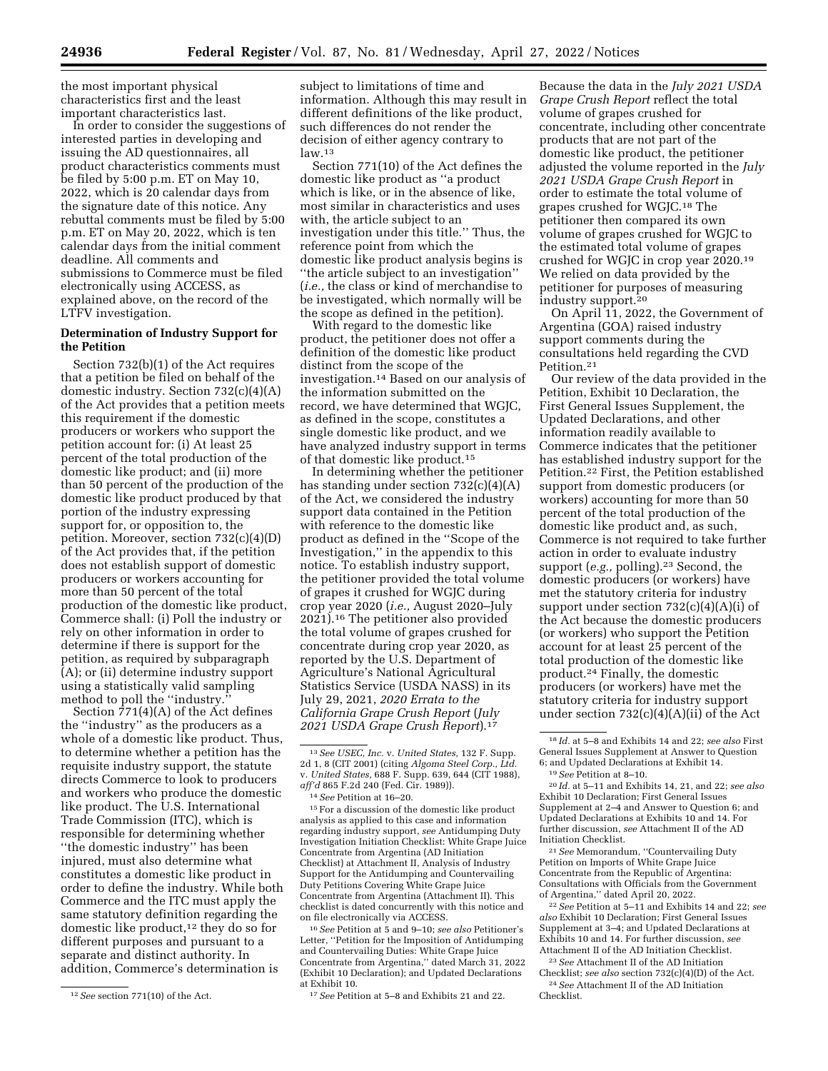the most important physical characteristics first and the least important characteristics last.

In order to consider the suggestions of interested parties in developing and issuing the AD questionnaires, all product characteristics comments must be filed by 5:00 p.m. ET on May 10, 2022, which is 20 calendar days from the signature date of this notice. Any rebuttal comments must be filed by 5:00 p.m. ET on May 20, 2022, which is ten calendar days from the initial comment deadline. All comments and submissions to Commerce must be filed electronically using ACCESS, as explained above, on the record of the LTFV investigation.

## Determination of Industry Support for the Petition

Section 732(b)(1) of the Act requires that a petition be filed on behalf of the domestic industry. Section 732(c)(4)(A) of the Act provides that a petition meets this requirement if the domestic producers or workers who support the petition account for: (i) At least 25 percent of the total production of the domestic like product; and (ii) more than 50 percent of the production of the domestic like product produced by that portion of the industry expressing support for, or opposition to, the petition. Moreover, section 732(c)(4)(D) of the Act provides that, if the petition does not establish support of domestic producers or workers accounting for more than 50 percent of the total production of the domestic like product, Commerce shall: (i) Poll the industry or rely on other information in order to determine if there is support for the petition, as required by subparagraph (A); or (ii) determine industry support using a statistically valid sampling method to poll the ''industry.''

Section 771(4)(A) of the Act defines the ''industry'' as the producers as a whole of a domestic like product. Thus, to determine whether a petition has the requisite industry support, the statute directs Commerce to look to producers and workers who produce the domestic like product. The U.S. International Trade Commission (ITC), which is responsible for determining whether ''the domestic industry'' has been injured, must also determine what constitutes a domestic like product in order to define the industry. While both Commerce and the ITC must apply the same statutory definition regarding the domestic like product,[12] they do so for different purposes and pursuant to a separate and distinct authority. In addition, Commerce's determination is subject to limitations of time and information. Although this may result in different definitions of the like product, such differences do not render the decision of either agency contrary to law.[13]

Section 771(10) of the Act defines the domestic like product as ''a product which is like, or in the absence of like, most similar in characteristics and uses with, the article subject to an investigation under this title.'' Thus, the reference point from which the domestic like product analysis begins is ''the article subject to an investigation'' (*i.e.,* the class or kind of merchandise to be investigated, which normally will be the scope as defined in the petition).

With regard to the domestic like product, the petitioner does not offer a definition of the domestic like product distinct from the scope of the investigation.[14] Based on our analysis of the information submitted on the record, we have determined that WGJC, as defined in the scope, constitutes a single domestic like product, and we have analyzed industry support in terms of that domestic like product.[15]

In determining whether the petitioner has standing under section 732(c)(4)(A) of the Act, we considered the industry support data contained in the Petition with reference to the domestic like product as defined in the ''Scope of the Investigation,'' in the appendix to this notice. To establish industry support, the petitioner provided the total volume of grapes it crushed for WGJC during crop year 2020 (*i.e.,* August 2020–July 2021).[16] The petitioner also provided the total volume of grapes crushed for concentrate during crop year 2020, as reported by the U.S. Department of Agriculture's National Agricultural Statistics Service (USDA NASS) in its July 29, 2021, *2020 Errata to the California Grape Crush Report* (*July 2021 USDA Grape Crush Report*).[17] Because the data in the *July 2021 USDA Grape Crush Report* reflect the total volume of grapes crushed for concentrate, including other concentrate products that are not part of the domestic like product, the petitioner adjusted the volume reported in the *July 2021 USDA Grape Crush Report* in order to estimate the total volume of grapes crushed for WGJC.[18] The petitioner then compared its own volume of grapes crushed for WGJC to the estimated total volume of grapes crushed for WGJC in crop year 2020.[19] We relied on data provided by the petitioner for purposes of measuring industry support.[20]

On April 11, 2022, the Government of Argentina (GOA) raised industry support comments during the consultations held regarding the CVD Petition.[21]

Our review of the data provided in the Petition, Exhibit 10 Declaration, the First General Issues Supplement, the Updated Declarations, and other information readily available to Commerce indicates that the petitioner has established industry support for the Petition.[22] First, the Petition established support from domestic producers (or workers) accounting for more than 50 percent of the total production of the domestic like product and, as such, Commerce is not required to take further action in order to evaluate industry support (*e.g.,* polling).[23] Second, the domestic producers (or workers) have met the statutory criteria for industry support under section 732(c)(4)(A)(i) of the Act because the domestic producers (or workers) who support the Petition account for at least 25 percent of the total production of the domestic like product.[24] Finally, the domestic producers (or workers) have met the statutory criteria for industry support under section 732(c)(4)(A)(ii) of the Act

---

[12] *See* section 771(10) of the Act.

[13] *See USEC, Inc.* v. *United States,* 132 F. Supp. 2d 1, 8 (CIT 2001) (citing *Algoma Steel Corp., Ltd.* v. *United States,* 688 F. Supp. 639, 644 (CIT 1988), *aff'd* 865 F.2d 240 (Fed. Cir. 1989)).

[14] *See* Petition at 16–20.

[15] For a discussion of the domestic like product analysis as applied to this case and information regarding industry support, *see* Antidumping Duty Investigation Initiation Checklist: White Grape Juice Concentrate from Argentina (AD Initiation Checklist) at Attachment II, Analysis of Industry Support for the Antidumping and Countervailing Duty Petitions Covering White Grape Juice Concentrate from Argentina (Attachment II). This checklist is dated concurrently with this notice and on file electronically via ACCESS.

[16] *See* Petition at 5 and 9–10; *see also* Petitioner's Letter, ''Petition for the Imposition of Antidumping and Countervailing Duties: White Grape Juice Concentrate from Argentina,'' dated March 31, 2022 (Exhibit 10 Declaration); and Updated Declarations at Exhibit 10.

[17] *See* Petition at 5–8 and Exhibits 21 and 22.

[18] *Id.* at 5–8 and Exhibits 14 and 22; *see also* First General Issues Supplement at Answer to Question 6; and Updated Declarations at Exhibit 14.

[19] *See* Petition at 8–10.

[20] *Id.* at 5–11 and Exhibits 14, 21, and 22; *see also* Exhibit 10 Declaration; First General Issues Supplement at 2–4 and Answer to Question 6; and Updated Declarations at Exhibits 10 and 14. For further discussion, *see* Attachment II of the AD Initiation Checklist.

[21] *See* Memorandum, ''Countervailing Duty Petition on Imports of White Grape Juice Concentrate from the Republic of Argentina: Consultations with Officials from the Government of Argentina,'' dated April 20, 2022.

[22] *See* Petition at 5–11 and Exhibits 14 and 22; *see also* Exhibit 10 Declaration; First General Issues Supplement at 3–4; and Updated Declarations at Exhibits 10 and 14. For further discussion, *see* Attachment II of the AD Initiation Checklist.

[23] *See* Attachment II of the AD Initiation Checklist; *see also* section 732(c)(4)(D) of the Act.

[24] *See* Attachment II of the AD Initiation Checklist.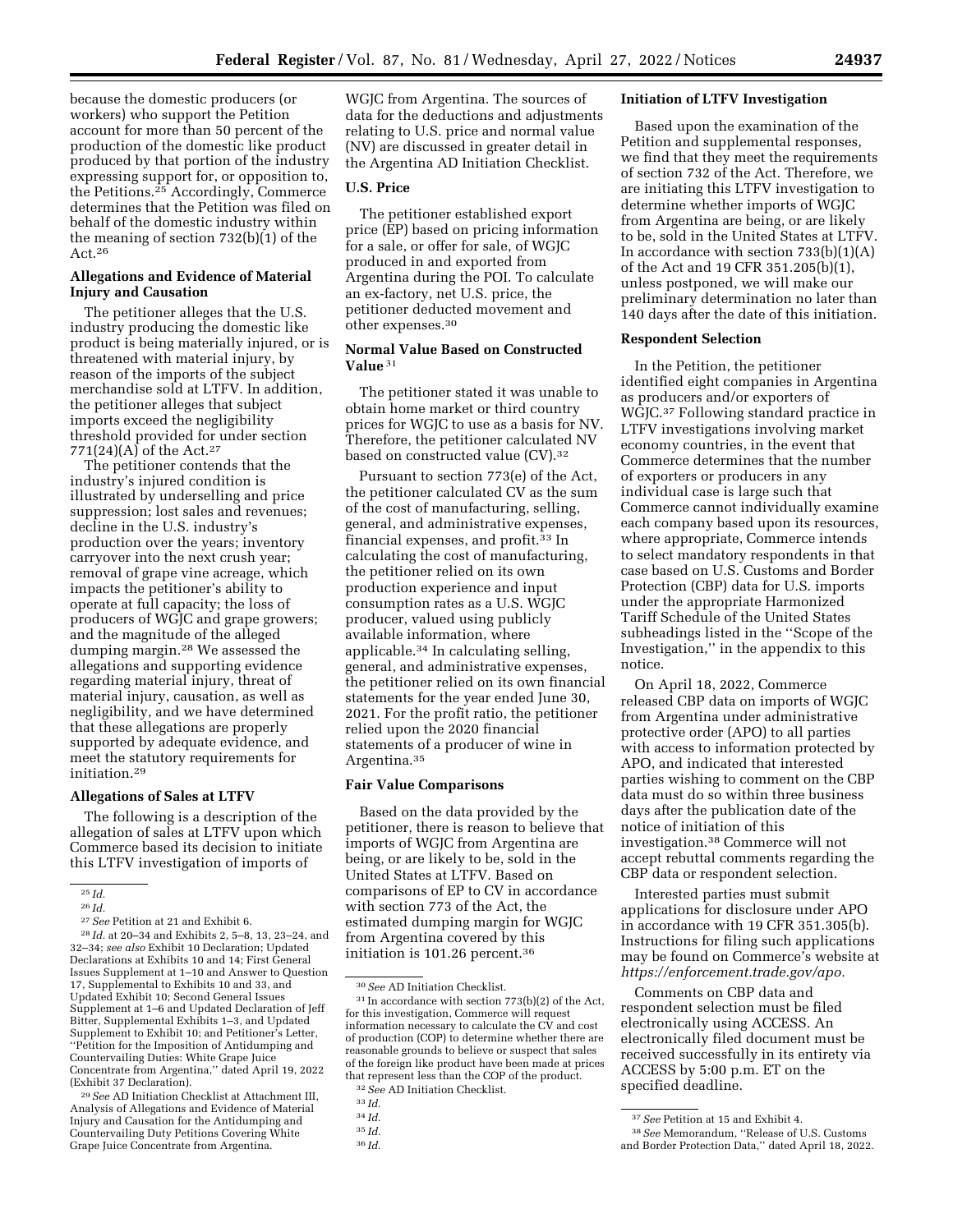because the domestic producers (or workers) who support the Petition account for more than 50 percent of the production of the domestic like product produced by that portion of the industry expressing support for, or opposition to, the Petitions.[25] Accordingly, Commerce determines that the Petition was filed on behalf of the domestic industry within the meaning of section 732(b)(1) of the Act.[26]

### Allegations and Evidence of Material Injury and Causation

The petitioner alleges that the U.S. industry producing the domestic like product is being materially injured, or is threatened with material injury, by reason of the imports of the subject merchandise sold at LTFV. In addition, the petitioner alleges that subject imports exceed the negligibility threshold provided for under section 771(24)(A) of the Act.[27]

The petitioner contends that the industry's injured condition is illustrated by underselling and price suppression; lost sales and revenues; decline in the U.S. industry's production over the years; inventory carryover into the next crush year; removal of grape vine acreage, which impacts the petitioner's ability to operate at full capacity; the loss of producers of WGJC and grape growers; and the magnitude of the alleged dumping margin.[28] We assessed the allegations and supporting evidence regarding material injury, threat of material injury, causation, as well as negligibility, and we have determined that these allegations are properly supported by adequate evidence, and meet the statutory requirements for initiation.[29]

### Allegations of Sales at LTFV

The following is a description of the allegation of sales at LTFV upon which Commerce based its decision to initiate this LTFV investigation of imports of WGJC from Argentina. The sources of data for the deductions and adjustments relating to U.S. price and normal value (NV) are discussed in greater detail in the Argentina AD Initiation Checklist.

### U.S. Price

The petitioner established export price (EP) based on pricing information for a sale, or offer for sale, of WGJC produced in and exported from Argentina during the POI. To calculate an ex-factory, net U.S. price, the petitioner deducted movement and other expenses.[30]

### Normal Value Based on Constructed Value [31]

The petitioner stated it was unable to obtain home market or third country prices for WGJC to use as a basis for NV. Therefore, the petitioner calculated NV based on constructed value (CV).[32]

Pursuant to section 773(e) of the Act, the petitioner calculated CV as the sum of the cost of manufacturing, selling, general, and administrative expenses, financial expenses, and profit.[33] In calculating the cost of manufacturing, the petitioner relied on its own production experience and input consumption rates as a U.S. WGJC producer, valued using publicly available information, where applicable.[34] In calculating selling, general, and administrative expenses, the petitioner relied on its own financial statements for the year ended June 30, 2021. For the profit ratio, the petitioner relied upon the 2020 financial statements of a producer of wine in Argentina.[35]

### Fair Value Comparisons

Based on the data provided by the petitioner, there is reason to believe that imports of WGJC from Argentina are being, or are likely to be, sold in the United States at LTFV. Based on comparisons of EP to CV in accordance with section 773 of the Act, the estimated dumping margin for WGJC from Argentina covered by this initiation is 101.26 percent.[36]

### Initiation of LTFV Investigation

Based upon the examination of the Petition and supplemental responses, we find that they meet the requirements of section 732 of the Act. Therefore, we are initiating this LTFV investigation to determine whether imports of WGJC from Argentina are being, or are likely to be, sold in the United States at LTFV. In accordance with section 733(b)(1)(A) of the Act and 19 CFR 351.205(b)(1), unless postponed, we will make our preliminary determination no later than 140 days after the date of this initiation.

### Respondent Selection

In the Petition, the petitioner identified eight companies in Argentina as producers and/or exporters of WGJC.[37] Following standard practice in LTFV investigations involving market economy countries, in the event that Commerce determines that the number of exporters or producers in any individual case is large such that Commerce cannot individually examine each company based upon its resources, where appropriate, Commerce intends to select mandatory respondents in that case based on U.S. Customs and Border Protection (CBP) data for U.S. imports under the appropriate Harmonized Tariff Schedule of the United States subheadings listed in the "Scope of the Investigation," in the appendix to this notice.

On April 18, 2022, Commerce released CBP data on imports of WGJC from Argentina under administrative protective order (APO) to all parties with access to information protected by APO, and indicated that interested parties wishing to comment on the CBP data must do so within three business days after the publication date of the notice of initiation of this investigation.[38] Commerce will not accept rebuttal comments regarding the CBP data or respondent selection.

Interested parties must submit applications for disclosure under APO in accordance with 19 CFR 351.305(b). Instructions for filing such applications may be found on Commerce's website at *https://enforcement.trade.gov/apo.*

Comments on CBP data and respondent selection must be filed electronically using ACCESS. An electronically filed document must be received successfully in its entirety via ACCESS by 5:00 p.m. ET on the specified deadline.

---

[25] *Id.*

[26] *Id.*

[27] *See* Petition at 21 and Exhibit 6.

[28] *Id.* at 20–34 and Exhibits 2, 5–8, 13, 23–24, and 32–34; *see also* Exhibit 10 Declaration; Updated Declarations at Exhibits 10 and 14; First General Issues Supplement at 1–10 and Answer to Question 17, Supplemental to Exhibits 10 and 33, and Updated Exhibit 10; Second General Issues Supplement at 1–6 and Updated Declaration of Jeff Bitter, Supplemental Exhibits 1–3, and Updated Supplement to Exhibit 10; and Petitioner's Letter, "Petition for the Imposition of Antidumping and Countervailing Duties: White Grape Juice Concentrate from Argentina," dated April 19, 2022 (Exhibit 37 Declaration).

[29] *See* AD Initiation Checklist at Attachment III, Analysis of Allegations and Evidence of Material Injury and Causation for the Antidumping and Countervailing Duty Petitions Covering White Grape Juice Concentrate from Argentina.

[30] *See* AD Initiation Checklist.

[31] In accordance with section 773(b)(2) of the Act, for this investigation, Commerce will request information necessary to calculate the CV and cost of production (COP) to determine whether there are reasonable grounds to believe or suspect that sales of the foreign like product have been made at prices that represent less than the COP of the product.

[32] *See* AD Initiation Checklist.

[33] *Id.*

[34] *Id.*

[35] *Id.*

[36] *Id.*

[37] *See* Petition at 15 and Exhibit 4.

[38] *See* Memorandum, "Release of U.S. Customs and Border Protection Data," dated April 18, 2022.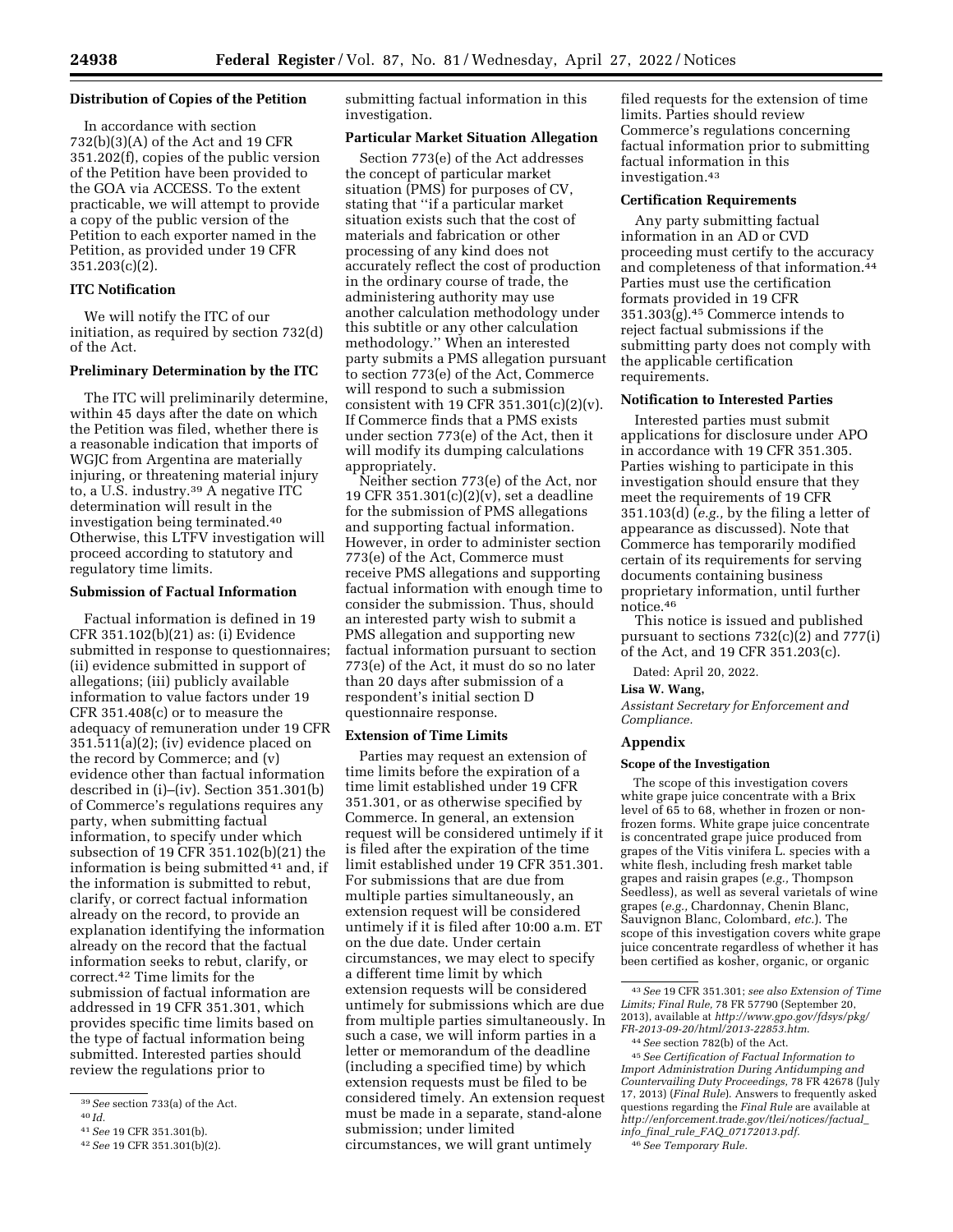**Distribution of Copies of the Petition**

In accordance with section 732(b)(3)(A) of the Act and 19 CFR 351.202(f), copies of the public version of the Petition have been provided to the GOA via ACCESS. To the extent practicable, we will attempt to provide a copy of the public version of the Petition to each exporter named in the Petition, as provided under 19 CFR 351.203(c)(2).

**ITC Notification**

We will notify the ITC of our initiation, as required by section 732(d) of the Act.

**Preliminary Determination by the ITC**

The ITC will preliminarily determine, within 45 days after the date on which the Petition was filed, whether there is a reasonable indication that imports of WGJC from Argentina are materially injuring, or threatening material injury to, a U.S. industry.[39] A negative ITC determination will result in the investigation being terminated.[40] Otherwise, this LTFV investigation will proceed according to statutory and regulatory time limits.

**Submission of Factual Information**

Factual information is defined in 19 CFR 351.102(b)(21) as: (i) Evidence submitted in response to questionnaires; (ii) evidence submitted in support of allegations; (iii) publicly available information to value factors under 19 CFR 351.408(c) or to measure the adequacy of remuneration under 19 CFR 351.511(a)(2); (iv) evidence placed on the record by Commerce; and (v) evidence other than factual information described in (i)–(iv). Section 351.301(b) of Commerce's regulations requires any party, when submitting factual information, to specify under which subsection of 19 CFR 351.102(b)(21) the information is being submitted[41] and, if the information is submitted to rebut, clarify, or correct factual information already on the record, to provide an explanation identifying the information already on the record that the factual information seeks to rebut, clarify, or correct.[42] Time limits for the submission of factual information are addressed in 19 CFR 351.301, which provides specific time limits based on the type of factual information being submitted. Interested parties should review the regulations prior to submitting factual information in this investigation.

**Particular Market Situation Allegation**

Section 773(e) of the Act addresses the concept of particular market situation (PMS) for purposes of CV, stating that "if a particular market situation exists such that the cost of materials and fabrication or other processing of any kind does not accurately reflect the cost of production in the ordinary course of trade, the administering authority may use another calculation methodology under this subtitle or any other calculation methodology." When an interested party submits a PMS allegation pursuant to section 773(e) of the Act, Commerce will respond to such a submission consistent with 19 CFR 351.301(c)(2)(v). If Commerce finds that a PMS exists under section 773(e) of the Act, then it will modify its dumping calculations appropriately.

Neither section 773(e) of the Act, nor 19 CFR 351.301(c)(2)(v), set a deadline for the submission of PMS allegations and supporting factual information. However, in order to administer section 773(e) of the Act, Commerce must receive PMS allegations and supporting factual information with enough time to consider the submission. Thus, should an interested party wish to submit a PMS allegation and supporting new factual information pursuant to section 773(e) of the Act, it must do so no later than 20 days after submission of a respondent's initial section D questionnaire response.

**Extension of Time Limits**

Parties may request an extension of time limits before the expiration of a time limit established under 19 CFR 351.301, or as otherwise specified by Commerce. In general, an extension request will be considered untimely if it is filed after the expiration of the time limit established under 19 CFR 351.301. For submissions that are due from multiple parties simultaneously, an extension request will be considered untimely if it is filed after 10:00 a.m. ET on the due date. Under certain circumstances, we may elect to specify a different time limit by which extension requests will be considered untimely for submissions which are due from multiple parties simultaneously. In such a case, we will inform parties in a letter or memorandum of the deadline (including a specified time) by which extension requests must be filed to be considered timely. An extension request must be made in a separate, stand-alone submission; under limited circumstances, we will grant untimely filed requests for the extension of time limits. Parties should review Commerce's regulations concerning factual information prior to submitting factual information in this investigation.[43]

**Certification Requirements**

Any party submitting factual information in an AD or CVD proceeding must certify to the accuracy and completeness of that information.[44] Parties must use the certification formats provided in 19 CFR 351.303(g).[45] Commerce intends to reject factual submissions if the submitting party does not comply with the applicable certification requirements.

**Notification to Interested Parties**

Interested parties must submit applications for disclosure under APO in accordance with 19 CFR 351.305. Parties wishing to participate in this investigation should ensure that they meet the requirements of 19 CFR 351.103(d) (*e.g.,* by the filing a letter of appearance as discussed). Note that Commerce has temporarily modified certain of its requirements for serving documents containing business proprietary information, until further notice.[46]

This notice is issued and published pursuant to sections 732(c)(2) and 777(i) of the Act, and 19 CFR 351.203(c).

Dated: April 20, 2022.

**Lisa W. Wang,**

*Assistant Secretary for Enforcement and Compliance.*

## Appendix

**Scope of the Investigation**

The scope of this investigation covers white grape juice concentrate with a Brix level of 65 to 68, whether in frozen or non-frozen forms. White grape juice concentrate is concentrated grape juice produced from grapes of the Vitis vinifera L. species with a white flesh, including fresh market table grapes and raisin grapes (*e.g.,* Thompson Seedless), as well as several varietals of wine grapes (*e.g.,* Chardonnay, Chenin Blanc, Sauvignon Blanc, Colombard, *etc.*). The scope of this investigation covers white grape juice concentrate regardless of whether it has been certified as kosher, organic, or organic

---

[39] *See* section 733(a) of the Act.

[40] *Id.*

[41] *See* 19 CFR 351.301(b).

[42] *See* 19 CFR 351.301(b)(2).

[43] *See* 19 CFR 351.301; *see also Extension of Time Limits; Final Rule,* 78 FR 57790 (September 20, 2013), available at *http://www.gpo.gov/fdsys/pkg/FR-2013-09-20/html/2013-22853.htm.*

[44] *See* section 782(b) of the Act.

[45] *See Certification of Factual Information to Import Administration During Antidumping and Countervailing Duty Proceedings,* 78 FR 42678 (July 17, 2013) (*Final Rule*). Answers to frequently asked questions regarding the *Final Rule* are available at *http://enforcement.trade.gov/tlei/notices/factual_info_final_rule_FAQ_07172013.pdf.*

[46] *See Temporary Rule.*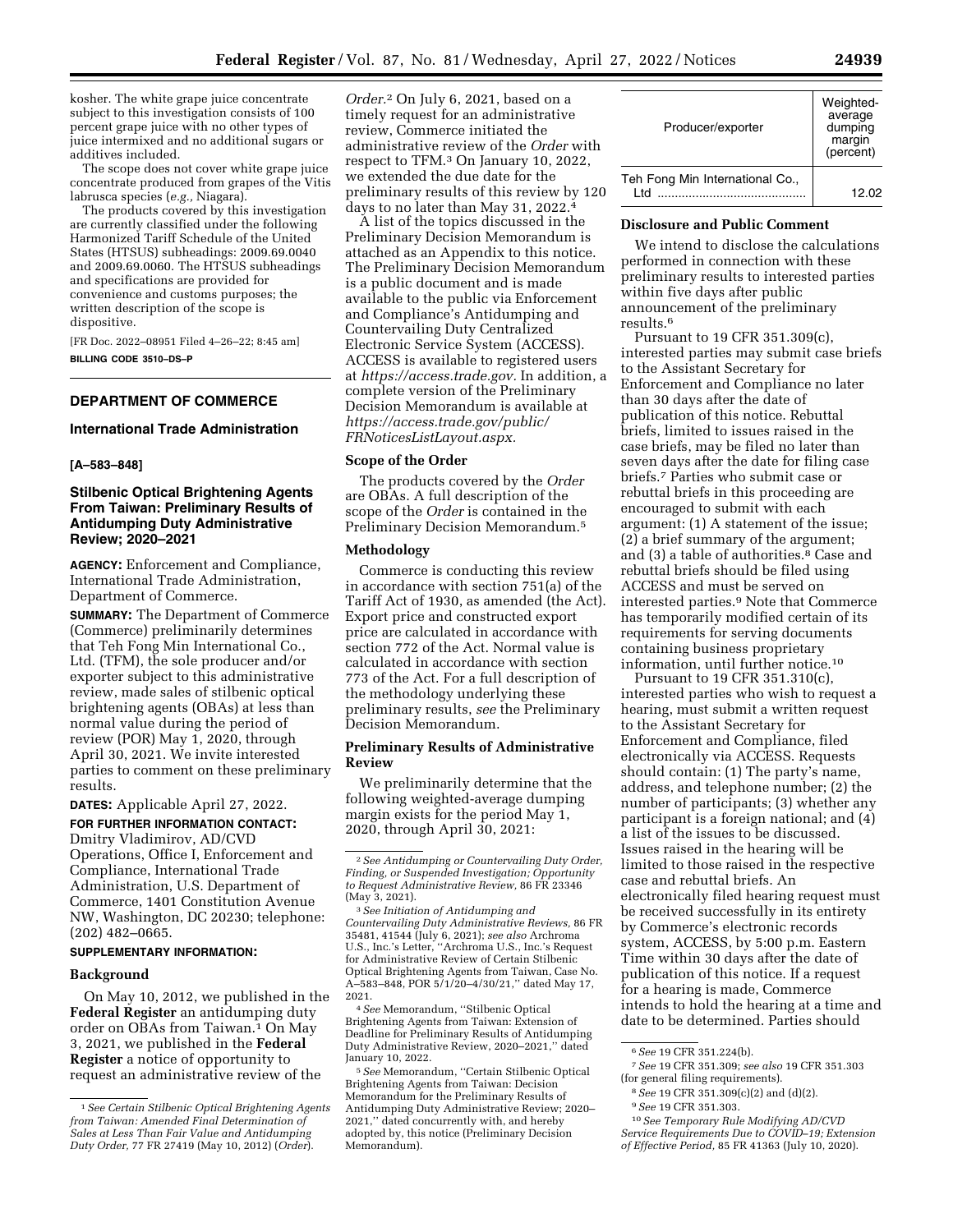kosher. The white grape juice concentrate subject to this investigation consists of 100 percent grape juice with no other types of juice intermixed and no additional sugars or additives included.

The scope does not cover white grape juice concentrate produced from grapes of the Vitis labrusca species (*e.g.,* Niagara).

The products covered by this investigation are currently classified under the following Harmonized Tariff Schedule of the United States (HTSUS) subheadings: 2009.69.0040 and 2009.69.0060. The HTSUS subheadings and specifications are provided for convenience and customs purposes; the written description of the scope is dispositive.

[FR Doc. 2022–08951 Filed 4–26–22; 8:45 am]

**BILLING CODE 3510–DS–P**

## DEPARTMENT OF COMMERCE

### International Trade Administration

**[A–583–848]**

### Stilbenic Optical Brightening Agents From Taiwan: Preliminary Results of Antidumping Duty Administrative Review; 2020–2021

**AGENCY:** Enforcement and Compliance, International Trade Administration, Department of Commerce.

**SUMMARY:** The Department of Commerce (Commerce) preliminarily determines that Teh Fong Min International Co., Ltd. (TFM), the sole producer and/or exporter subject to this administrative review, made sales of stilbenic optical brightening agents (OBAs) at less than normal value during the period of review (POR) May 1, 2020, through April 30, 2021. We invite interested parties to comment on these preliminary results.

**DATES:** Applicable April 27, 2022.

**FOR FURTHER INFORMATION CONTACT:** Dmitry Vladimirov, AD/CVD Operations, Office I, Enforcement and Compliance, International Trade Administration, U.S. Department of Commerce, 1401 Constitution Avenue NW, Washington, DC 20230; telephone: (202) 482–0665.

**SUPPLEMENTARY INFORMATION:**

#### Background

On May 10, 2012, we published in the **Federal Register** an antidumping duty order on OBAs from Taiwan.[1] On May 3, 2021, we published in the **Federal Register** a notice of opportunity to request an administrative review of the *Order*.[2] On July 6, 2021, based on a timely request for an administrative review, Commerce initiated the administrative review of the *Order* with respect to TFM.[3] On January 10, 2022, we extended the due date for the preliminary results of this review by 120 days to no later than May 31, 2022.[4]

A list of the topics discussed in the Preliminary Decision Memorandum is attached as an Appendix to this notice. The Preliminary Decision Memorandum is a public document and is made available to the public via Enforcement and Compliance's Antidumping and Countervailing Duty Centralized Electronic Service System (ACCESS). ACCESS is available to registered users at *https://access.trade.gov*. In addition, a complete version of the Preliminary Decision Memorandum is available at *https://access.trade.gov/public/FRNoticesListLayout.aspx*.

#### Scope of the Order

The products covered by the *Order* are OBAs. A full description of the scope of the *Order* is contained in the Preliminary Decision Memorandum.[5]

#### Methodology

Commerce is conducting this review in accordance with section 751(a) of the Tariff Act of 1930, as amended (the Act). Export price and constructed export price are calculated in accordance with section 772 of the Act. Normal value is calculated in accordance with section 773 of the Act. For a full description of the methodology underlying these preliminary results, *see* the Preliminary Decision Memorandum.

#### Preliminary Results of Administrative Review

We preliminarily determine that the following weighted-average dumping margin exists for the period May 1, 2020, through April 30, 2021:

| Producer/exporter | Weighted-average dumping margin (percent) |
|---|---|
| Teh Fong Min International Co., Ltd | 12.02 |

#### Disclosure and Public Comment

We intend to disclose the calculations performed in connection with these preliminary results to interested parties within five days after public announcement of the preliminary results.[6]

Pursuant to 19 CFR 351.309(c), interested parties may submit case briefs to the Assistant Secretary for Enforcement and Compliance no later than 30 days after the date of publication of this notice. Rebuttal briefs, limited to issues raised in the case briefs, may be filed no later than seven days after the date for filing case briefs.[7] Parties who submit case or rebuttal briefs in this proceeding are encouraged to submit with each argument: (1) A statement of the issue; (2) a brief summary of the argument; and (3) a table of authorities.[8] Case and rebuttal briefs should be filed using ACCESS and must be served on interested parties.[9] Note that Commerce has temporarily modified certain of its requirements for serving documents containing business proprietary information, until further notice.[10]

Pursuant to 19 CFR 351.310(c), interested parties who wish to request a hearing, must submit a written request to the Assistant Secretary for Enforcement and Compliance, filed electronically via ACCESS. Requests should contain: (1) The party's name, address, and telephone number; (2) the number of participants; (3) whether any participant is a foreign national; and (4) a list of the issues to be discussed. Issues raised in the hearing will be limited to those raised in the respective case and rebuttal briefs. An electronically filed hearing request must be received successfully in its entirety by Commerce's electronic records system, ACCESS, by 5:00 p.m. Eastern Time within 30 days after the date of publication of this notice. If a request for a hearing is made, Commerce intends to hold the hearing at a time and date to be determined. Parties should

---

[1] *See Certain Stilbenic Optical Brightening Agents from Taiwan: Amended Final Determination of Sales at Less Than Fair Value and Antidumping Duty Order,* 77 FR 27419 (May 10, 2012) (*Order*).

[2] *See Antidumping or Countervailing Duty Order, Finding, or Suspended Investigation; Opportunity to Request Administrative Review,* 86 FR 23346 (May 3, 2021).

[3] *See Initiation of Antidumping and Countervailing Duty Administrative Reviews,* 86 FR 35481, 41544 (July 6, 2021); *see also* Archroma U.S., Inc.'s Letter, "Archroma U.S., Inc.'s Request for Administrative Review of Certain Stilbenic Optical Brightening Agents from Taiwan, Case No. A–583–848, POR 5/1/20–4/30/21," dated May 17, 2021.

[4] *See* Memorandum, "Stilbenic Optical Brightening Agents from Taiwan: Extension of Deadline for Preliminary Results of Antidumping Duty Administrative Review, 2020–2021," dated January 10, 2022.

[5] *See* Memorandum, "Certain Stilbenic Optical Brightening Agents from Taiwan: Decision Memorandum for the Preliminary Results of Antidumping Duty Administrative Review; 2020–2021," dated concurrently with, and hereby adopted by, this notice (Preliminary Decision Memorandum).

[6] *See* 19 CFR 351.224(b).

[7] *See* 19 CFR 351.309; *see also* 19 CFR 351.303 (for general filing requirements).

[8] *See* 19 CFR 351.309(c)(2) and (d)(2).

[9] *See* 19 CFR 351.303.

[10] *See Temporary Rule Modifying AD/CVD Service Requirements Due to COVID–19; Extension of Effective Period,* 85 FR 41363 (July 10, 2020).